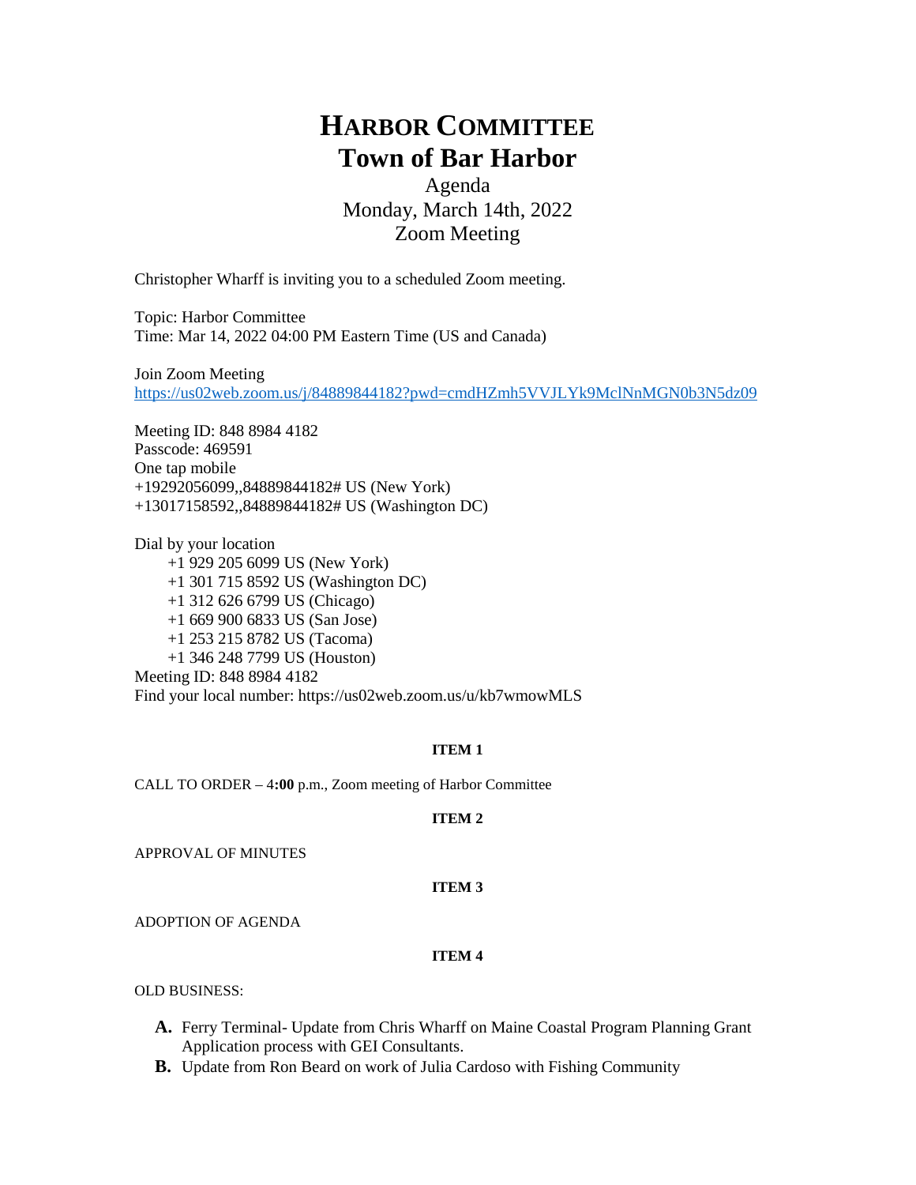# HARBOR COMMITTEE
# Town of Bar Harbor

Agenda
Monday, March 14th, 2022
Zoom Meeting

Christopher Wharff is inviting you to a scheduled Zoom meeting.

Topic: Harbor Committee
Time: Mar 14, 2022 04:00 PM Eastern Time (US and Canada)

Join Zoom Meeting
https://us02web.zoom.us/j/84889844182?pwd=cmdHZmh5VVJLYk9MclNnMGN0b3N5dz09

Meeting ID: 848 8984 4182
Passcode: 469591
One tap mobile
+19292056099,,84889844182# US (New York)
+13017158592,,84889844182# US (Washington DC)

Dial by your location
+1 929 205 6099 US (New York)
+1 301 715 8592 US (Washington DC)
+1 312 626 6799 US (Chicago)
+1 669 900 6833 US (San Jose)
+1 253 215 8782 US (Tacoma)
+1 346 248 7799 US (Houston)
Meeting ID: 848 8984 4182
Find your local number: https://us02web.zoom.us/u/kb7wmowMLS

**ITEM 1**

CALL TO ORDER – 4**:00** p.m., Zoom meeting of Harbor Committee

**ITEM 2**

APPROVAL OF MINUTES

**ITEM 3**

ADOPTION OF AGENDA

**ITEM 4**

OLD BUSINESS:

**A.** Ferry Terminal- Update from Chris Wharff on Maine Coastal Program Planning Grant Application process with GEI Consultants.

**B.** Update from Ron Beard on work of Julia Cardoso with Fishing Community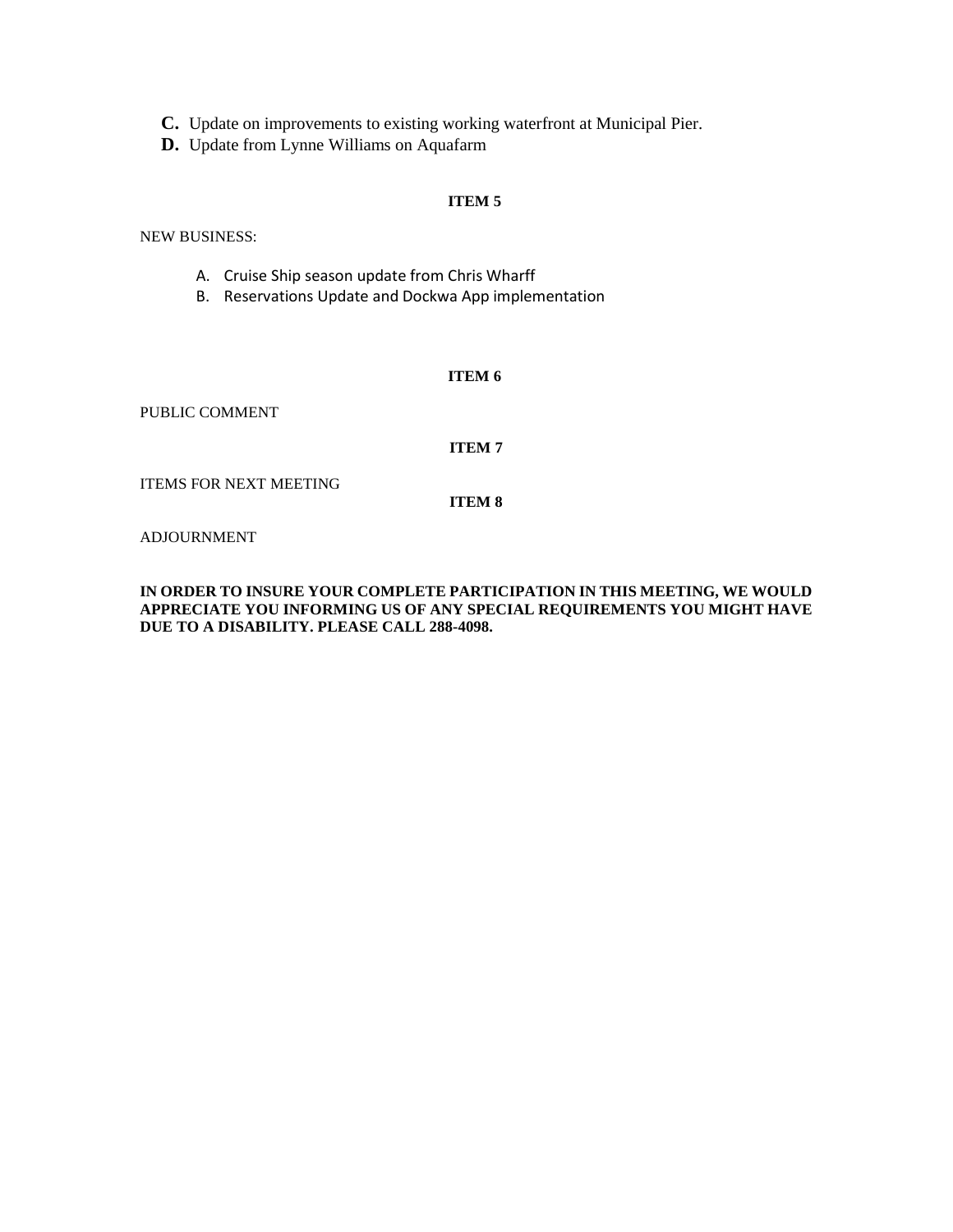**C.** Update on improvements to existing working waterfront at Municipal Pier.

**D.** Update from Lynne Williams on Aquafarm

**ITEM 5**

NEW BUSINESS:

A. Cruise Ship season update from Chris Wharff
B. Reservations Update and Dockwa App implementation

**ITEM 6**

PUBLIC COMMENT

**ITEM 7**

ITEMS FOR NEXT MEETING

**ITEM 8**

ADJOURNMENT

**IN ORDER TO INSURE YOUR COMPLETE PARTICIPATION IN THIS MEETING, WE WOULD APPRECIATE YOU INFORMING US OF ANY SPECIAL REQUIREMENTS YOU MIGHT HAVE DUE TO A DISABILITY. PLEASE CALL 288-4098.**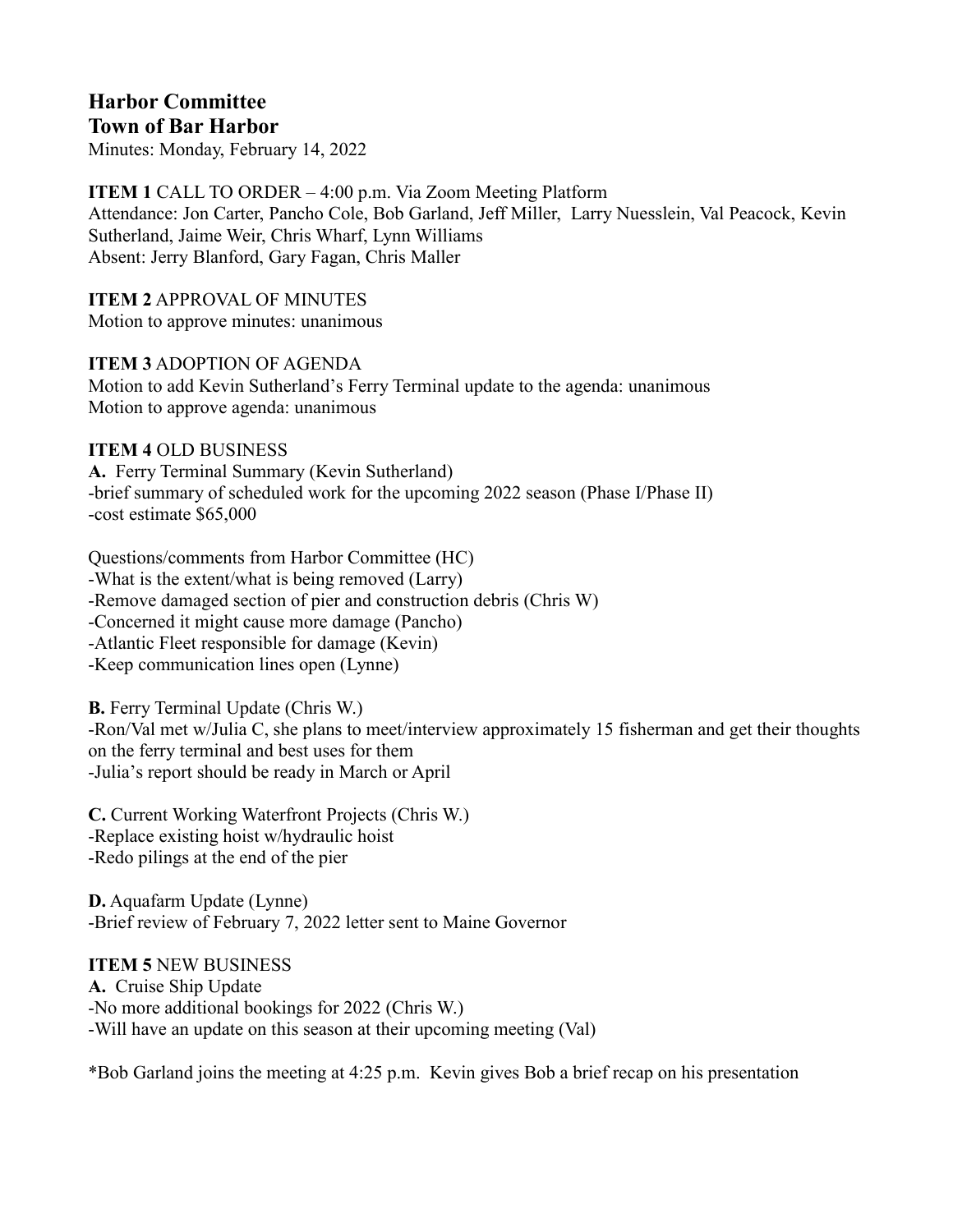**Harbor Committee**
**Town of Bar Harbor**

Minutes: Monday, February 14, 2022

**ITEM 1** CALL TO ORDER – 4:00 p.m. Via Zoom Meeting Platform
Attendance: Jon Carter, Pancho Cole, Bob Garland, Jeff Miller, Larry Nuesslein, Val Peacock, Kevin Sutherland, Jaime Weir, Chris Wharf, Lynn Williams
Absent: Jerry Blanford, Gary Fagan, Chris Maller

**ITEM 2** APPROVAL OF MINUTES
Motion to approve minutes: unanimous

**ITEM 3** ADOPTION OF AGENDA
Motion to add Kevin Sutherland's Ferry Terminal update to the agenda: unanimous
Motion to approve agenda: unanimous

**ITEM 4** OLD BUSINESS
**A.** Ferry Terminal Summary (Kevin Sutherland)
-brief summary of scheduled work for the upcoming 2022 season (Phase I/Phase II)
-cost estimate $65,000

Questions/comments from Harbor Committee (HC)
-What is the extent/what is being removed (Larry)
-Remove damaged section of pier and construction debris (Chris W)
-Concerned it might cause more damage (Pancho)
-Atlantic Fleet responsible for damage (Kevin)
-Keep communication lines open (Lynne)

**B.** Ferry Terminal Update (Chris W.)
-Ron/Val met w/Julia C, she plans to meet/interview approximately 15 fisherman and get their thoughts on the ferry terminal and best uses for them
-Julia's report should be ready in March or April

**C.** Current Working Waterfront Projects (Chris W.)
-Replace existing hoist w/hydraulic hoist
-Redo pilings at the end of the pier

**D.** Aquafarm Update (Lynne)
-Brief review of February 7, 2022 letter sent to Maine Governor

**ITEM 5** NEW BUSINESS
**A.** Cruise Ship Update
-No more additional bookings for 2022 (Chris W.)
-Will have an update on this season at their upcoming meeting (Val)

*Bob Garland joins the meeting at 4:25 p.m. Kevin gives Bob a brief recap on his presentation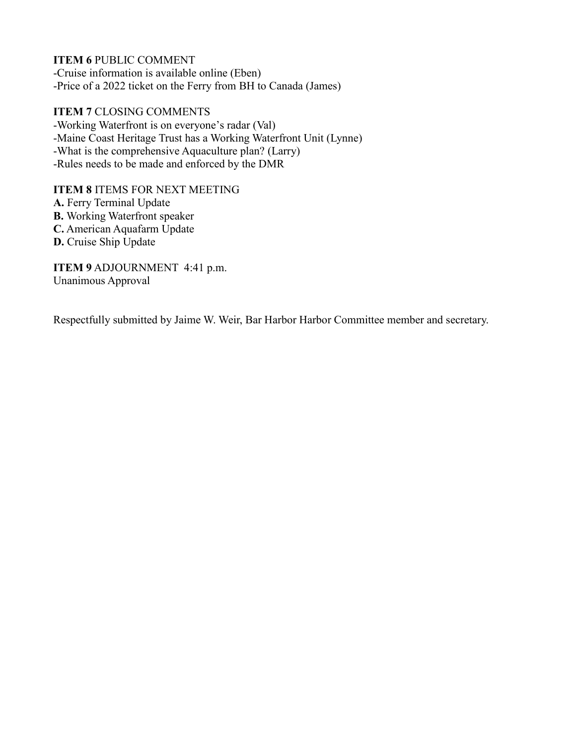**ITEM 6** PUBLIC COMMENT
-Cruise information is available online (Eben)
-Price of a 2022 ticket on the Ferry from BH to Canada (James)

**ITEM 7** CLOSING COMMENTS
-Working Waterfront is on everyone's radar (Val)
-Maine Coast Heritage Trust has a Working Waterfront Unit (Lynne)
-What is the comprehensive Aquaculture plan? (Larry)
-Rules needs to be made and enforced by the DMR

**ITEM 8** ITEMS FOR NEXT MEETING
**A.** Ferry Terminal Update
**B.** Working Waterfront speaker
**C.** American Aquafarm Update
**D.** Cruise Ship Update

**ITEM 9** ADJOURNMENT 4:41 p.m.
Unanimous Approval

Respectfully submitted by Jaime W. Weir, Bar Harbor Harbor Committee member and secretary.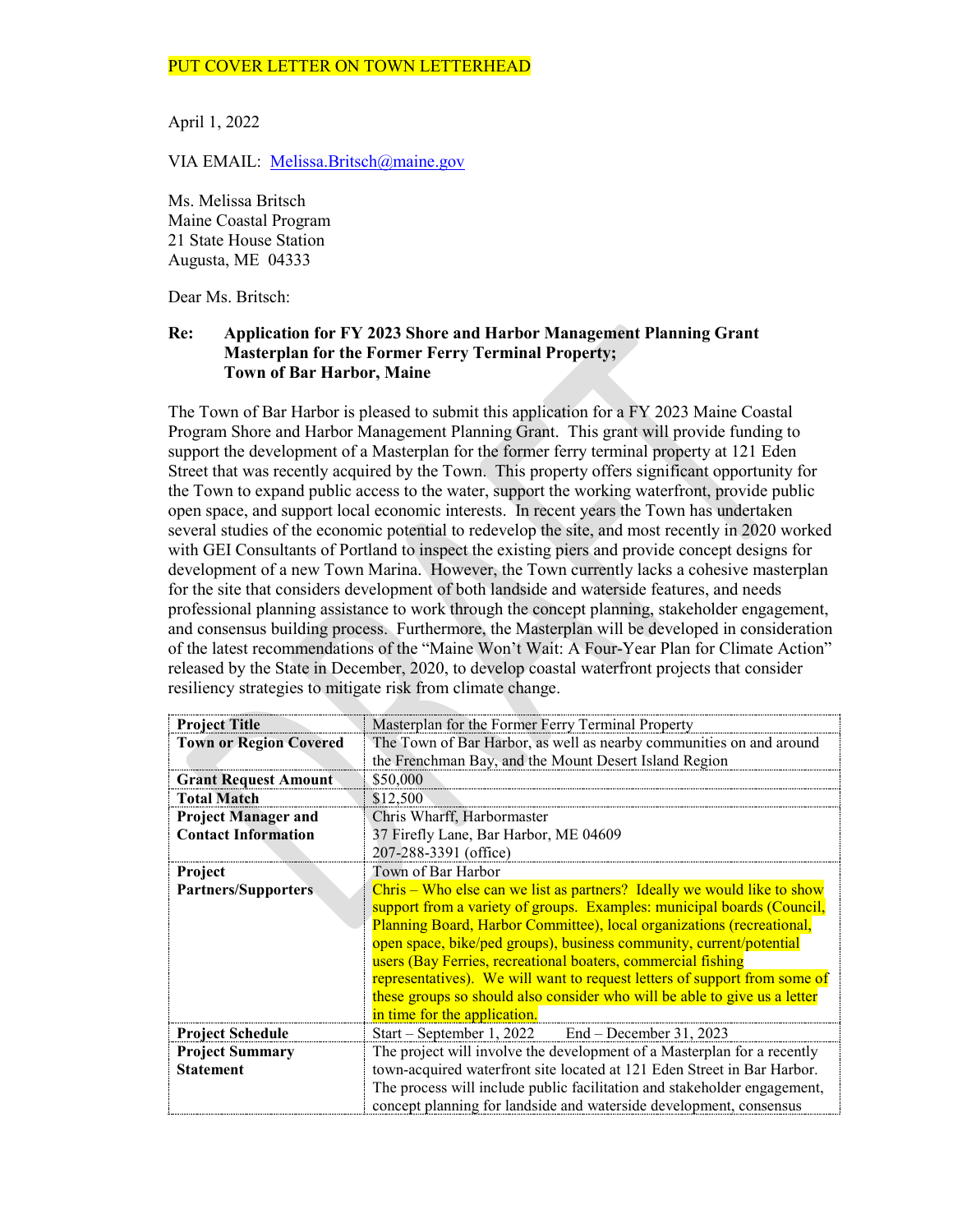PUT COVER LETTER ON TOWN LETTERHEAD

April 1, 2022

VIA EMAIL: Melissa.Britsch@maine.gov

Ms. Melissa Britsch
Maine Coastal Program
21 State House Station
Augusta, ME 04333

Dear Ms. Britsch:

**Re: Application for FY 2023 Shore and Harbor Management Planning Grant**
**Masterplan for the Former Ferry Terminal Property;**
**Town of Bar Harbor, Maine**

The Town of Bar Harbor is pleased to submit this application for a FY 2023 Maine Coastal Program Shore and Harbor Management Planning Grant. This grant will provide funding to support the development of a Masterplan for the former ferry terminal property at 121 Eden Street that was recently acquired by the Town. This property offers significant opportunity for the Town to expand public access to the water, support the working waterfront, provide public open space, and support local economic interests. In recent years the Town has undertaken several studies of the economic potential to redevelop the site, and most recently in 2020 worked with GEI Consultants of Portland to inspect the existing piers and provide concept designs for development of a new Town Marina. However, the Town currently lacks a cohesive masterplan for the site that considers development of both landside and waterside features, and needs professional planning assistance to work through the concept planning, stakeholder engagement, and consensus building process. Furthermore, the Masterplan will be developed in consideration of the latest recommendations of the "Maine Won't Wait: A Four-Year Plan for Climate Action" released by the State in December, 2020, to develop coastal waterfront projects that consider resiliency strategies to mitigate risk from climate change.

| | |
|---|---|
| **Project Title** | Masterplan for the Former Ferry Terminal Property |
| **Town or Region Covered** | The Town of Bar Harbor, as well as nearby communities on and around the Frenchman Bay, and the Mount Desert Island Region |
| **Grant Request Amount** | $50,000 |
| **Total Match** | $12,500 |
| **Project Manager and Contact Information** | Chris Wharff, Harbormaster<br>37 Firefly Lane, Bar Harbor, ME 04609<br>207-288-3391 (office) |
| **Project Partners/Supporters** | Town of Bar Harbor<br>Chris – Who else can we list as partners? Ideally we would like to show support from a variety of groups. Examples: municipal boards (Council, Planning Board, Harbor Committee), local organizations (recreational, open space, bike/ped groups), business community, current/potential users (Bay Ferries, recreational boaters, commercial fishing representatives). We will want to request letters of support from some of these groups so should also consider who will be able to give us a letter in time for the application. |
| **Project Schedule** | Start – September 1, 2022 End – December 31, 2023 |
| **Project Summary Statement** | The project will involve the development of a Masterplan for a recently town-acquired waterfront site located at 121 Eden Street in Bar Harbor. The process will include public facilitation and stakeholder engagement, concept planning for landside and waterside development, consensus |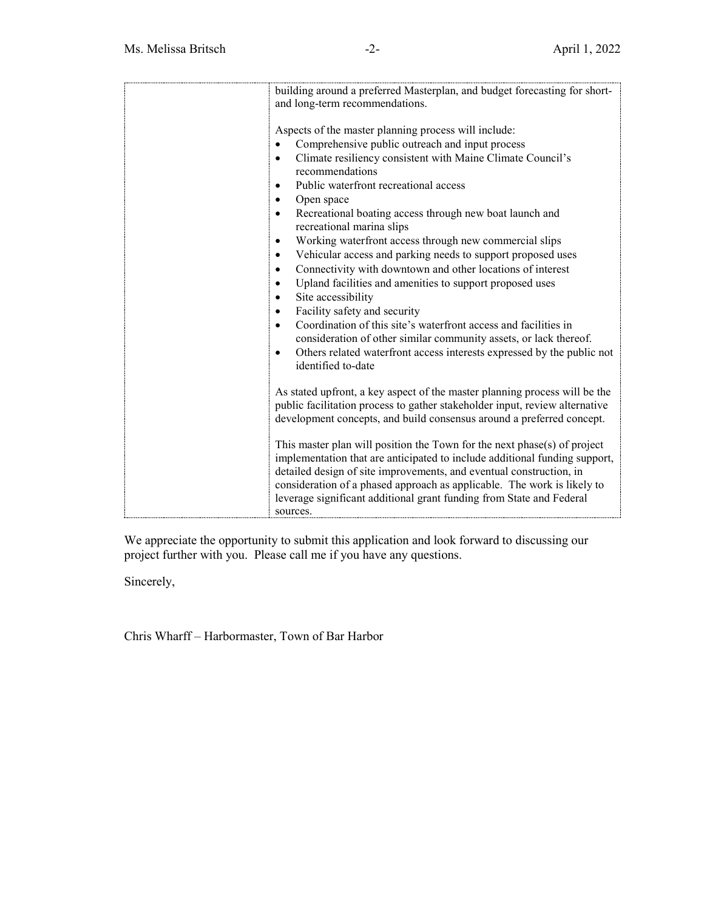| | building around a preferred Masterplan, and budget forecasting for short- and long-term recommendations.<br><br>Aspects of the master planning process will include:<br>• Comprehensive public outreach and input process<br>• Climate resiliency consistent with Maine Climate Council's recommendations<br>• Public waterfront recreational access<br>• Open space<br>• Recreational boating access through new boat launch and recreational marina slips<br>• Working waterfront access through new commercial slips<br>• Vehicular access and parking needs to support proposed uses<br>• Connectivity with downtown and other locations of interest<br>• Upland facilities and amenities to support proposed uses<br>• Site accessibility<br>• Facility safety and security<br>• Coordination of this site's waterfront access and facilities in consideration of other similar community assets, or lack thereof.<br>• Others related waterfront access interests expressed by the public not identified to-date<br><br>As stated upfront, a key aspect of the master planning process will be the public facilitation process to gather stakeholder input, review alternative development concepts, and build consensus around a preferred concept.<br><br>This master plan will position the Town for the next phase(s) of project implementation that are anticipated to include additional funding support, detailed design of site improvements, and eventual construction, in consideration of a phased approach as applicable. The work is likely to leverage significant additional grant funding from State and Federal sources. |
|---|---|

We appreciate the opportunity to submit this application and look forward to discussing our project further with you. Please call me if you have any questions.

Sincerely,

Chris Wharff – Harbormaster, Town of Bar Harbor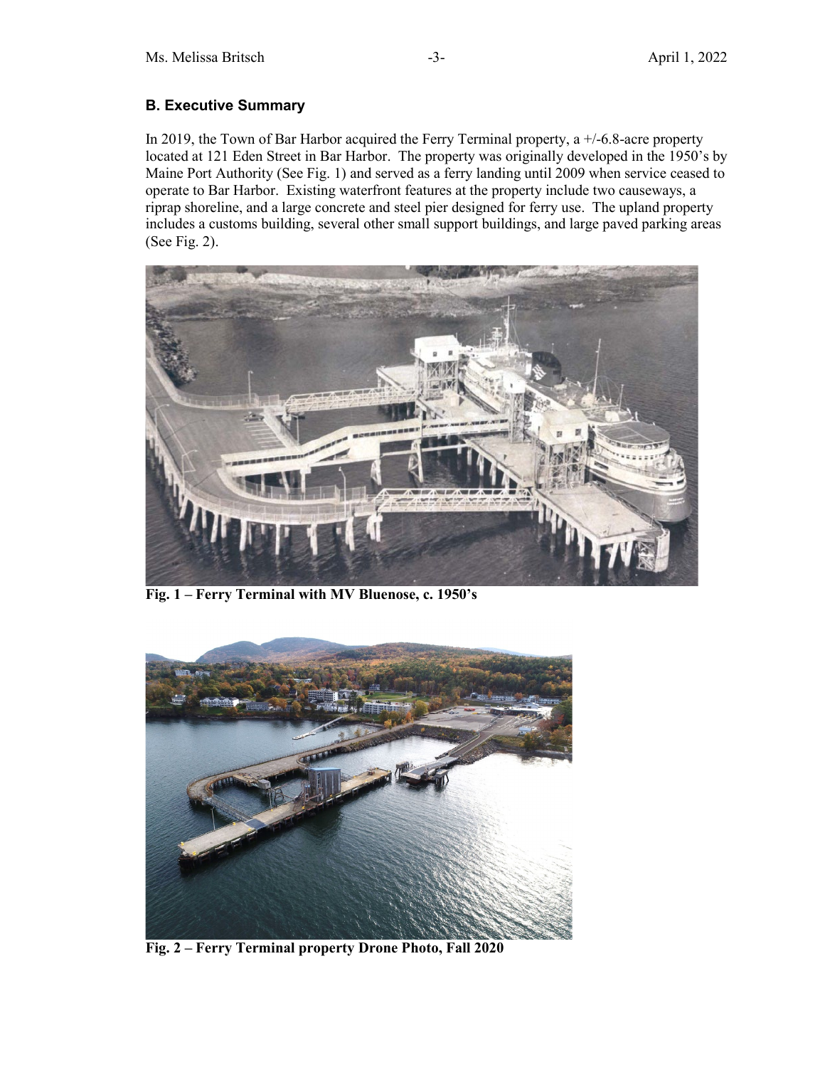## B. Executive Summary

In 2019, the Town of Bar Harbor acquired the Ferry Terminal property, a +/-6.8-acre property located at 121 Eden Street in Bar Harbor. The property was originally developed in the 1950's by Maine Port Authority (See Fig. 1) and served as a ferry landing until 2009 when service ceased to operate to Bar Harbor. Existing waterfront features at the property include two causeways, a riprap shoreline, and a large concrete and steel pier designed for ferry use. The upland property includes a customs building, several other small support buildings, and large paved parking areas (See Fig. 2).

**Fig. 1 – Ferry Terminal with MV Bluenose, c. 1950's**

**Fig. 2 – Ferry Terminal property Drone Photo, Fall 2020**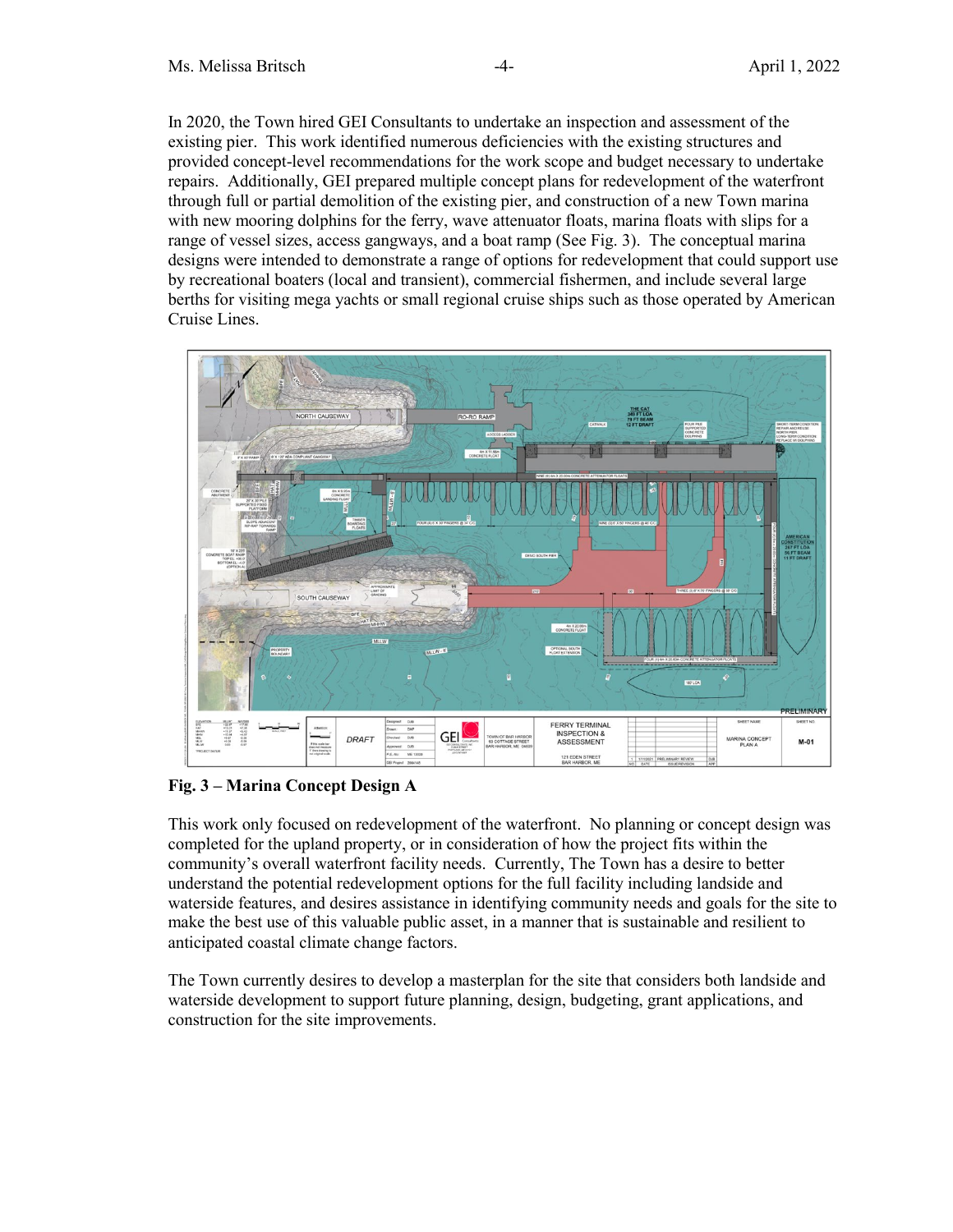In 2020, the Town hired GEI Consultants to undertake an inspection and assessment of the existing pier. This work identified numerous deficiencies with the existing structures and provided concept-level recommendations for the work scope and budget necessary to undertake repairs. Additionally, GEI prepared multiple concept plans for redevelopment of the waterfront through full or partial demolition of the existing pier, and construction of a new Town marina with new mooring dolphins for the ferry, wave attenuator floats, marina floats with slips for a range of vessel sizes, access gangways, and a boat ramp (See Fig. 3). The conceptual marina designs were intended to demonstrate a range of options for redevelopment that could support use by recreational boaters (local and transient), commercial fishermen, and include several large berths for visiting mega yachts or small regional cruise ships such as those operated by American Cruise Lines.

**Fig. 3 – Marina Concept Design A**

This work only focused on redevelopment of the waterfront. No planning or concept design was completed for the upland property, or in consideration of how the project fits within the community's overall waterfront facility needs. Currently, The Town has a desire to better understand the potential redevelopment options for the full facility including landside and waterside features, and desires assistance in identifying community needs and goals for the site to make the best use of this valuable public asset, in a manner that is sustainable and resilient to anticipated coastal climate change factors.

The Town currently desires to develop a masterplan for the site that considers both landside and waterside development to support future planning, design, budgeting, grant applications, and construction for the site improvements.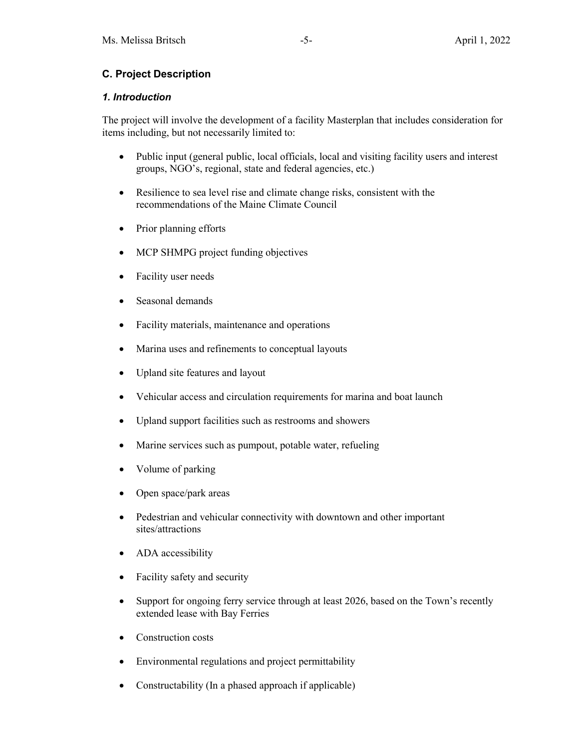## C. Project Description

### *1. Introduction*

The project will involve the development of a facility Masterplan that includes consideration for items including, but not necessarily limited to:

- Public input (general public, local officials, local and visiting facility users and interest groups, NGO's, regional, state and federal agencies, etc.)
- Resilience to sea level rise and climate change risks, consistent with the recommendations of the Maine Climate Council
- Prior planning efforts
- MCP SHMPG project funding objectives
- Facility user needs
- Seasonal demands
- Facility materials, maintenance and operations
- Marina uses and refinements to conceptual layouts
- Upland site features and layout
- Vehicular access and circulation requirements for marina and boat launch
- Upland support facilities such as restrooms and showers
- Marine services such as pumpout, potable water, refueling
- Volume of parking
- Open space/park areas
- Pedestrian and vehicular connectivity with downtown and other important sites/attractions
- ADA accessibility
- Facility safety and security
- Support for ongoing ferry service through at least 2026, based on the Town's recently extended lease with Bay Ferries
- Construction costs
- Environmental regulations and project permittability
- Constructability (In a phased approach if applicable)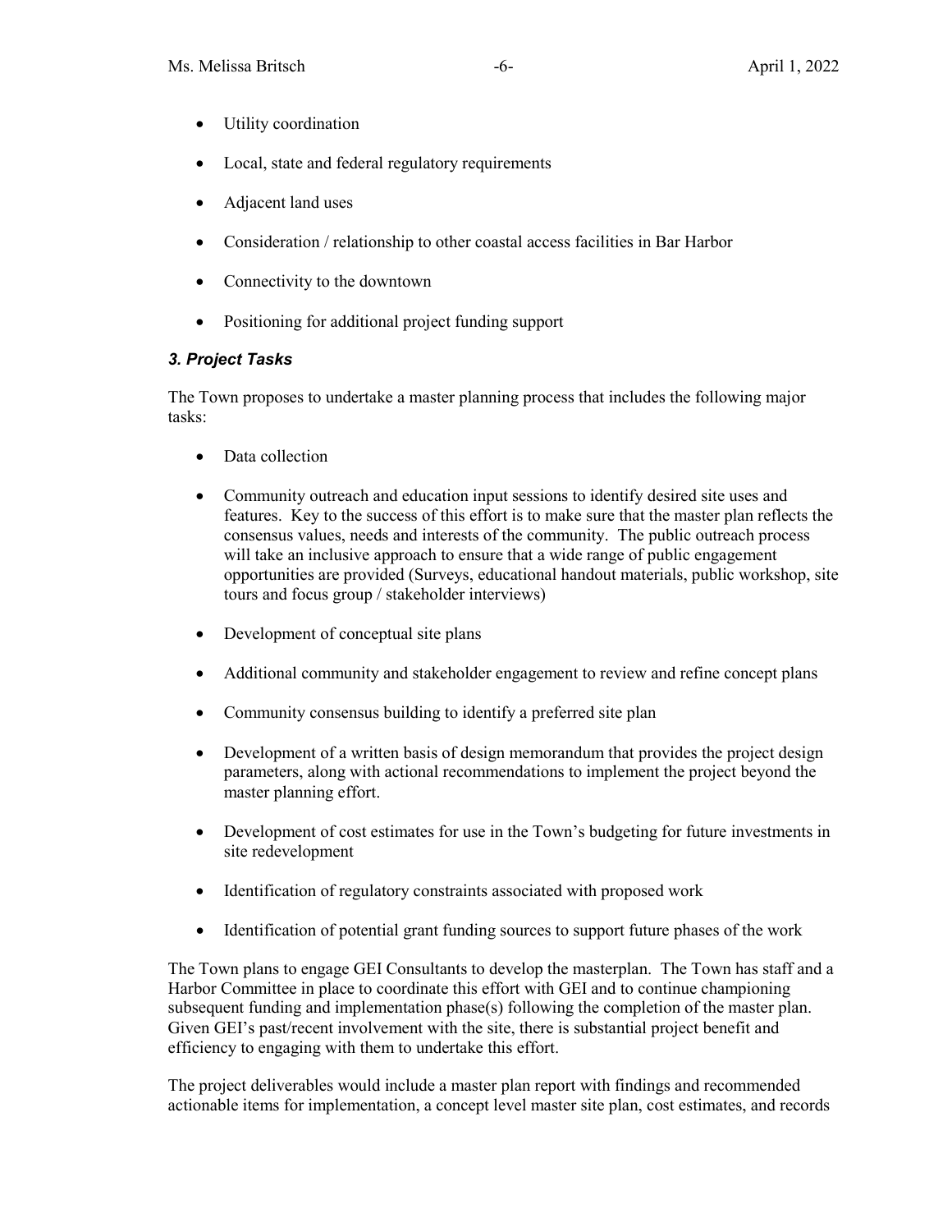- Utility coordination
- Local, state and federal regulatory requirements
- Adjacent land uses
- Consideration / relationship to other coastal access facilities in Bar Harbor
- Connectivity to the downtown
- Positioning for additional project funding support

### *3. Project Tasks*

The Town proposes to undertake a master planning process that includes the following major tasks:

- Data collection
- Community outreach and education input sessions to identify desired site uses and features. Key to the success of this effort is to make sure that the master plan reflects the consensus values, needs and interests of the community. The public outreach process will take an inclusive approach to ensure that a wide range of public engagement opportunities are provided (Surveys, educational handout materials, public workshop, site tours and focus group / stakeholder interviews)
- Development of conceptual site plans
- Additional community and stakeholder engagement to review and refine concept plans
- Community consensus building to identify a preferred site plan
- Development of a written basis of design memorandum that provides the project design parameters, along with actional recommendations to implement the project beyond the master planning effort.
- Development of cost estimates for use in the Town's budgeting for future investments in site redevelopment
- Identification of regulatory constraints associated with proposed work
- Identification of potential grant funding sources to support future phases of the work

The Town plans to engage GEI Consultants to develop the masterplan. The Town has staff and a Harbor Committee in place to coordinate this effort with GEI and to continue championing subsequent funding and implementation phase(s) following the completion of the master plan. Given GEI's past/recent involvement with the site, there is substantial project benefit and efficiency to engaging with them to undertake this effort.

The project deliverables would include a master plan report with findings and recommended actionable items for implementation, a concept level master site plan, cost estimates, and records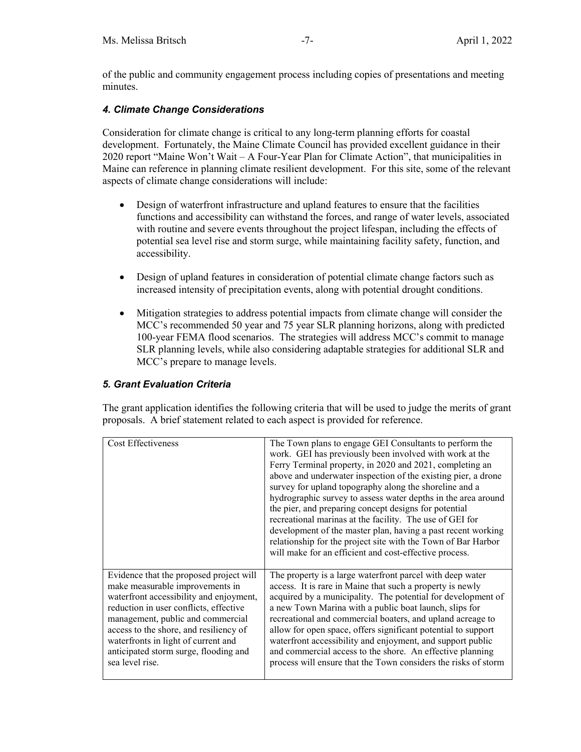of the public and community engagement process including copies of presentations and meeting minutes.

### *4. Climate Change Considerations*

Consideration for climate change is critical to any long-term planning efforts for coastal development. Fortunately, the Maine Climate Council has provided excellent guidance in their 2020 report "Maine Won't Wait – A Four-Year Plan for Climate Action", that municipalities in Maine can reference in planning climate resilient development. For this site, some of the relevant aspects of climate change considerations will include:

- Design of waterfront infrastructure and upland features to ensure that the facilities functions and accessibility can withstand the forces, and range of water levels, associated with routine and severe events throughout the project lifespan, including the effects of potential sea level rise and storm surge, while maintaining facility safety, function, and accessibility.

- Design of upland features in consideration of potential climate change factors such as increased intensity of precipitation events, along with potential drought conditions.

- Mitigation strategies to address potential impacts from climate change will consider the MCC's recommended 50 year and 75 year SLR planning horizons, along with predicted 100-year FEMA flood scenarios. The strategies will address MCC's commit to manage SLR planning levels, while also considering adaptable strategies for additional SLR and MCC's prepare to manage levels.

### *5. Grant Evaluation Criteria*

The grant application identifies the following criteria that will be used to judge the merits of grant proposals. A brief statement related to each aspect is provided for reference.

| | |
|---|---|
| Cost Effectiveness | The Town plans to engage GEI Consultants to perform the work. GEI has previously been involved with work at the Ferry Terminal property, in 2020 and 2021, completing an above and underwater inspection of the existing pier, a drone survey for upland topography along the shoreline and a hydrographic survey to assess water depths in the area around the pier, and preparing concept designs for potential recreational marinas at the facility. The use of GEI for development of the master plan, having a past recent working relationship for the project site with the Town of Bar Harbor will make for an efficient and cost-effective process. |
| Evidence that the proposed project will make measurable improvements in waterfront accessibility and enjoyment, reduction in user conflicts, effective management, public and commercial access to the shore, and resiliency of waterfronts in light of current and anticipated storm surge, flooding and sea level rise. | The property is a large waterfront parcel with deep water access. It is rare in Maine that such a property is newly acquired by a municipality. The potential for development of a new Town Marina with a public boat launch, slips for recreational and commercial boaters, and upland acreage to allow for open space, offers significant potential to support waterfront accessibility and enjoyment, and support public and commercial access to the shore. An effective planning process will ensure that the Town considers the risks of storm |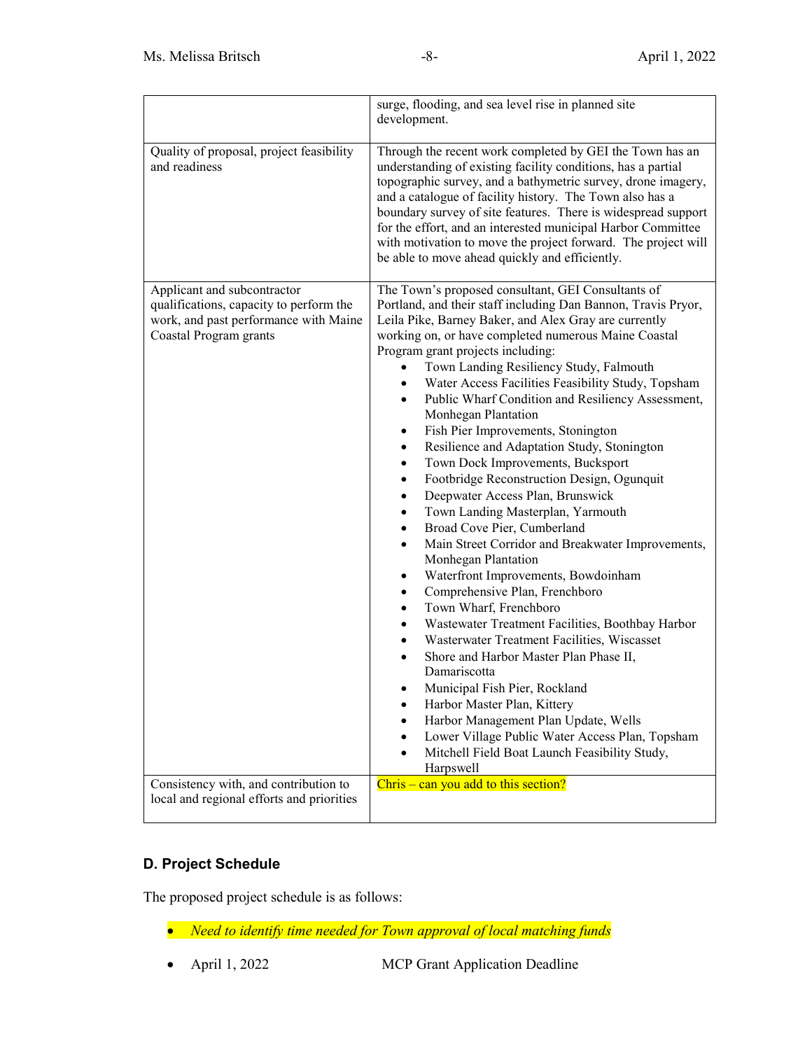| | |
|---|---|
| | surge, flooding, and sea level rise in planned site development. |
| Quality of proposal, project feasibility and readiness | Through the recent work completed by GEI the Town has an understanding of existing facility conditions, has a partial topographic survey, and a bathymetric survey, drone imagery, and a catalogue of facility history. The Town also has a boundary survey of site features. There is widespread support for the effort, and an interested municipal Harbor Committee with motivation to move the project forward. The project will be able to move ahead quickly and efficiently. |
| Applicant and subcontractor qualifications, capacity to perform the work, and past performance with Maine Coastal Program grants | The Town's proposed consultant, GEI Consultants of Portland, and their staff including Dan Bannon, Travis Pryor, Leila Pike, Barney Baker, and Alex Gray are currently working on, or have completed numerous Maine Coastal Program grant projects including: <br>• Town Landing Resiliency Study, Falmouth <br>• Water Access Facilities Feasibility Study, Topsham <br>• Public Wharf Condition and Resiliency Assessment, Monhegan Plantation <br>• Fish Pier Improvements, Stonington <br>• Resilience and Adaptation Study, Stonington <br>• Town Dock Improvements, Bucksport <br>• Footbridge Reconstruction Design, Ogunquit <br>• Deepwater Access Plan, Brunswick <br>• Town Landing Masterplan, Yarmouth <br>• Broad Cove Pier, Cumberland <br>• Main Street Corridor and Breakwater Improvements, Monhegan Plantation <br>• Waterfront Improvements, Bowdoinham <br>• Comprehensive Plan, Frenchboro <br>• Town Wharf, Frenchboro <br>• Wastewater Treatment Facilities, Boothbay Harbor <br>• Wasterwater Treatment Facilities, Wiscasset <br>• Shore and Harbor Master Plan Phase II, Damariscotta <br>• Municipal Fish Pier, Rockland <br>• Harbor Master Plan, Kittery <br>• Harbor Management Plan Update, Wells <br>• Lower Village Public Water Access Plan, Topsham <br>• Mitchell Field Boat Launch Feasibility Study, Harpswell |
| Consistency with, and contribution to local and regional efforts and priorities | Chris – can you add to this section? |

## D. Project Schedule

The proposed project schedule is as follows:

- *Need to identify time needed for Town approval of local matching funds*
- April 1, 2022 MCP Grant Application Deadline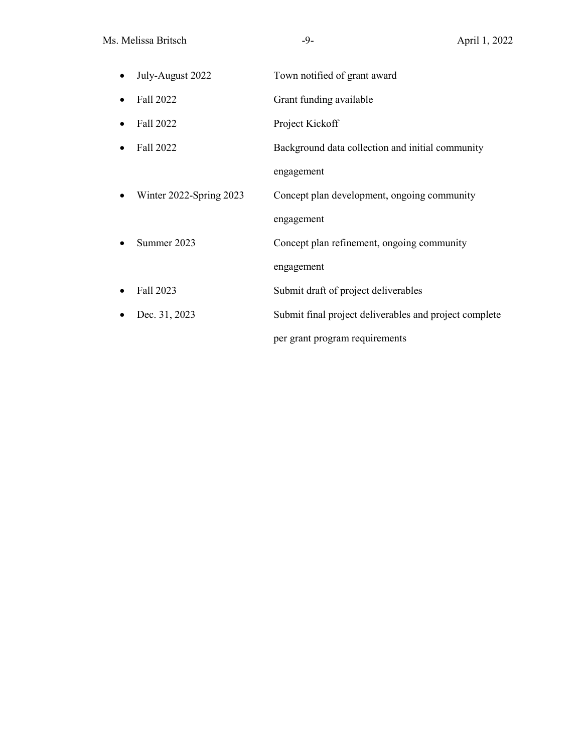- July-August 2022 — Town notified of grant award
- Fall 2022 — Grant funding available
- Fall 2022 — Project Kickoff
- Fall 2022 — Background data collection and initial community engagement
- Winter 2022-Spring 2023 — Concept plan development, ongoing community engagement
- Summer 2023 — Concept plan refinement, ongoing community engagement
- Fall 2023 — Submit draft of project deliverables
- Dec. 31, 2023 — Submit final project deliverables and project complete per grant program requirements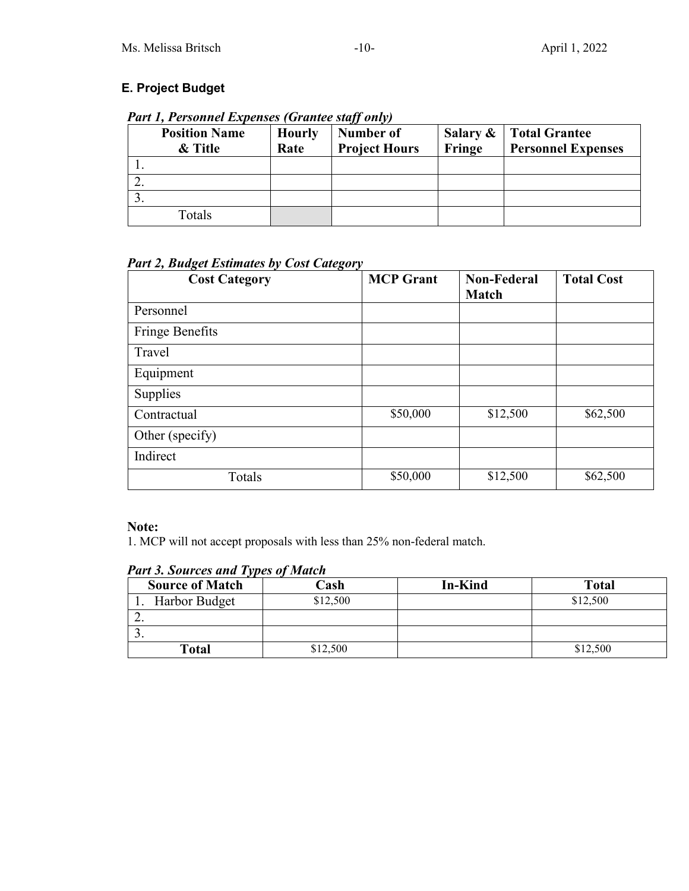### E. Project Budget

***Part 1, Personnel Expenses (Grantee staff only)***

| Position Name & Title | Hourly Rate | Number of Project Hours | Salary & Fringe | Total Grantee Personnel Expenses |
|---|---|---|---|---|
| 1. | | | | |
| 2. | | | | |
| 3. | | | | |
| Totals | | | | |

***Part 2, Budget Estimates by Cost Category***

| Cost Category | MCP Grant | Non-Federal Match | Total Cost |
|---|---|---|---|
| Personnel | | | |
| Fringe Benefits | | | |
| Travel | | | |
| Equipment | | | |
| Supplies | | | |
| Contractual | $50,000 | $12,500 | $62,500 |
| Other (specify) | | | |
| Indirect | | | |
| Totals | $50,000 | $12,500 | $62,500 |

**Note:**
1. MCP will not accept proposals with less than 25% non-federal match.

***Part 3. Sources and Types of Match***

| Source of Match | Cash | In-Kind | Total |
|---|---|---|---|
| 1. Harbor Budget | $12,500 | | $12,500 |
| 2. | | | |
| 3. | | | |
| **Total** | $12,500 | | $12,500 |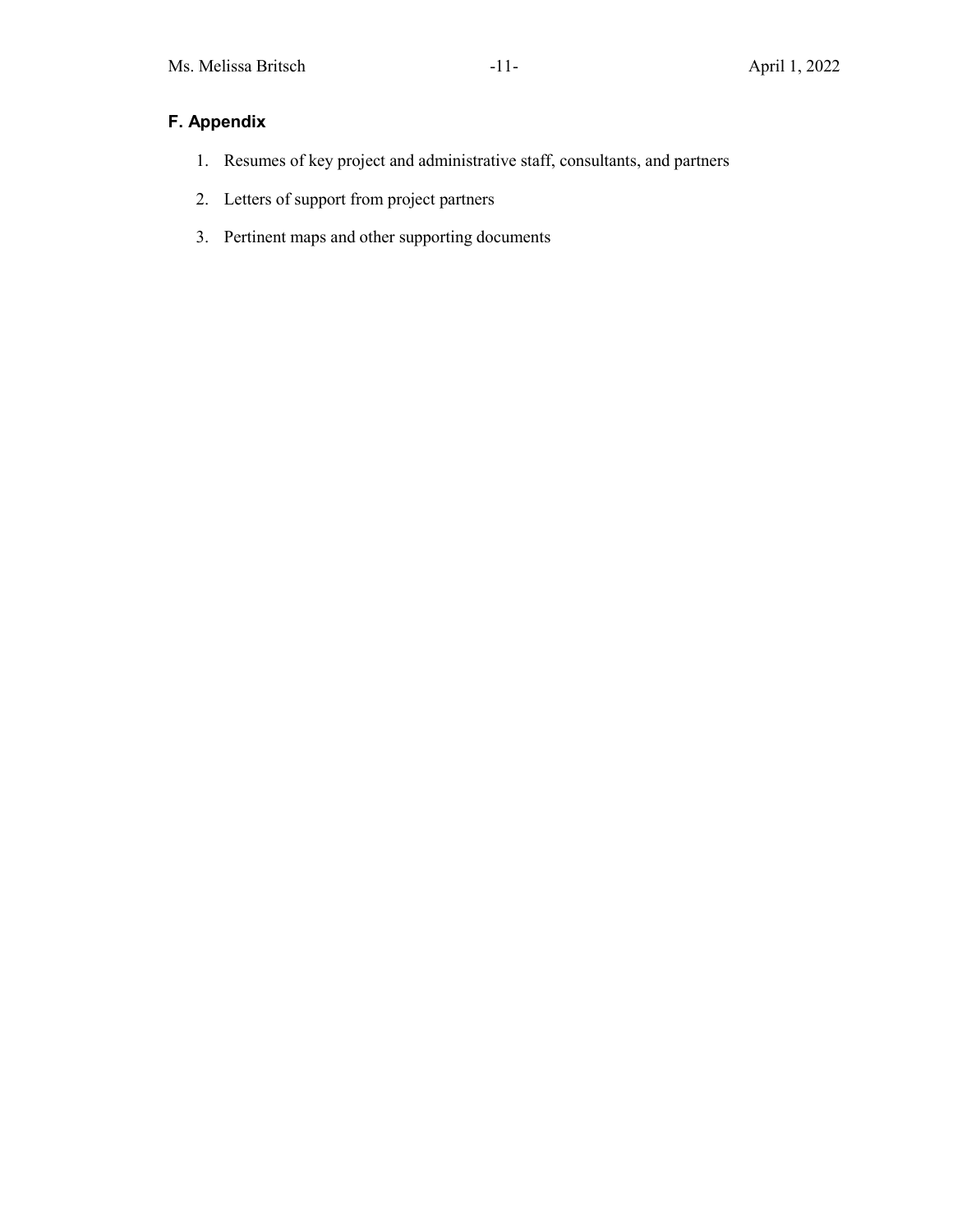## F. Appendix

1. Resumes of key project and administrative staff, consultants, and partners
2. Letters of support from project partners
3. Pertinent maps and other supporting documents